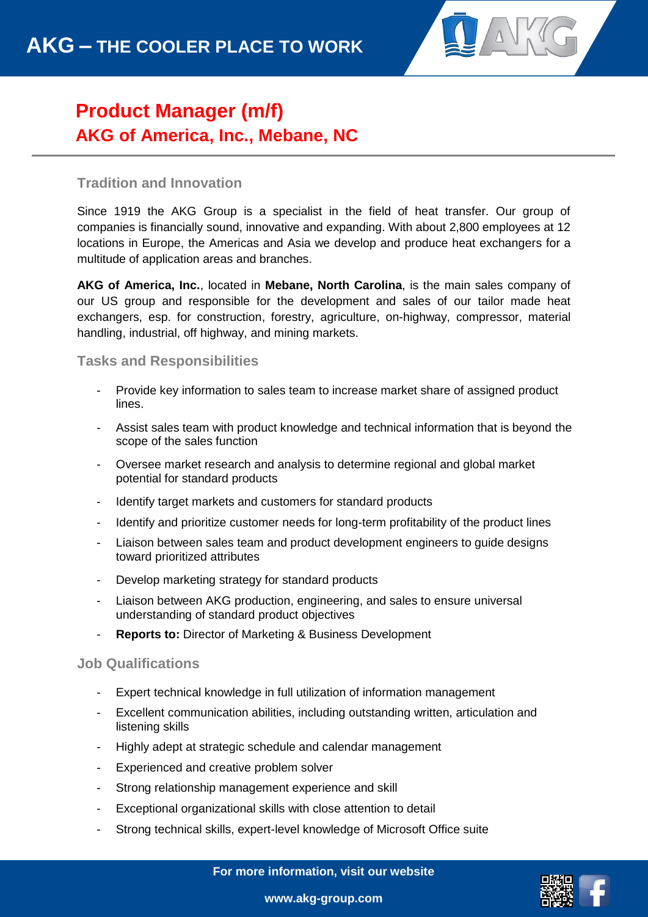# AKG – THE COOLER PLACE TO WORK

## Product Manager (m/f)
## AKG of America, Inc., Mebane, NC

### Tradition and Innovation

Since 1919 the AKG Group is a specialist in the field of heat transfer. Our group of companies is financially sound, innovative and expanding. With about 2,800 employees at 12 locations in Europe, the Americas and Asia we develop and produce heat exchangers for a multitude of application areas and branches.

**AKG of America, Inc.**, located in **Mebane, North Carolina**, is the main sales company of our US group and responsible for the development and sales of our tailor made heat exchangers, esp. for construction, forestry, agriculture, on-highway, compressor, material handling, industrial, off highway, and mining markets.

### Tasks and Responsibilities

- Provide key information to sales team to increase market share of assigned product lines.
- Assist sales team with product knowledge and technical information that is beyond the scope of the sales function
- Oversee market research and analysis to determine regional and global market potential for standard products
- Identify target markets and customers for standard products
- Identify and prioritize customer needs for long-term profitability of the product lines
- Liaison between sales team and product development engineers to guide designs toward prioritized attributes
- Develop marketing strategy for standard products
- Liaison between AKG production, engineering, and sales to ensure universal understanding of standard product objectives
- **Reports to:** Director of Marketing & Business Development

### Job Qualifications

- Expert technical knowledge in full utilization of information management
- Excellent communication abilities, including outstanding written, articulation and listening skills
- Highly adept at strategic schedule and calendar management
- Experienced and creative problem solver
- Strong relationship management experience and skill
- Exceptional organizational skills with close attention to detail
- Strong technical skills, expert-level knowledge of Microsoft Office suite

**For more information, visit our website**

**www.akg-group.com**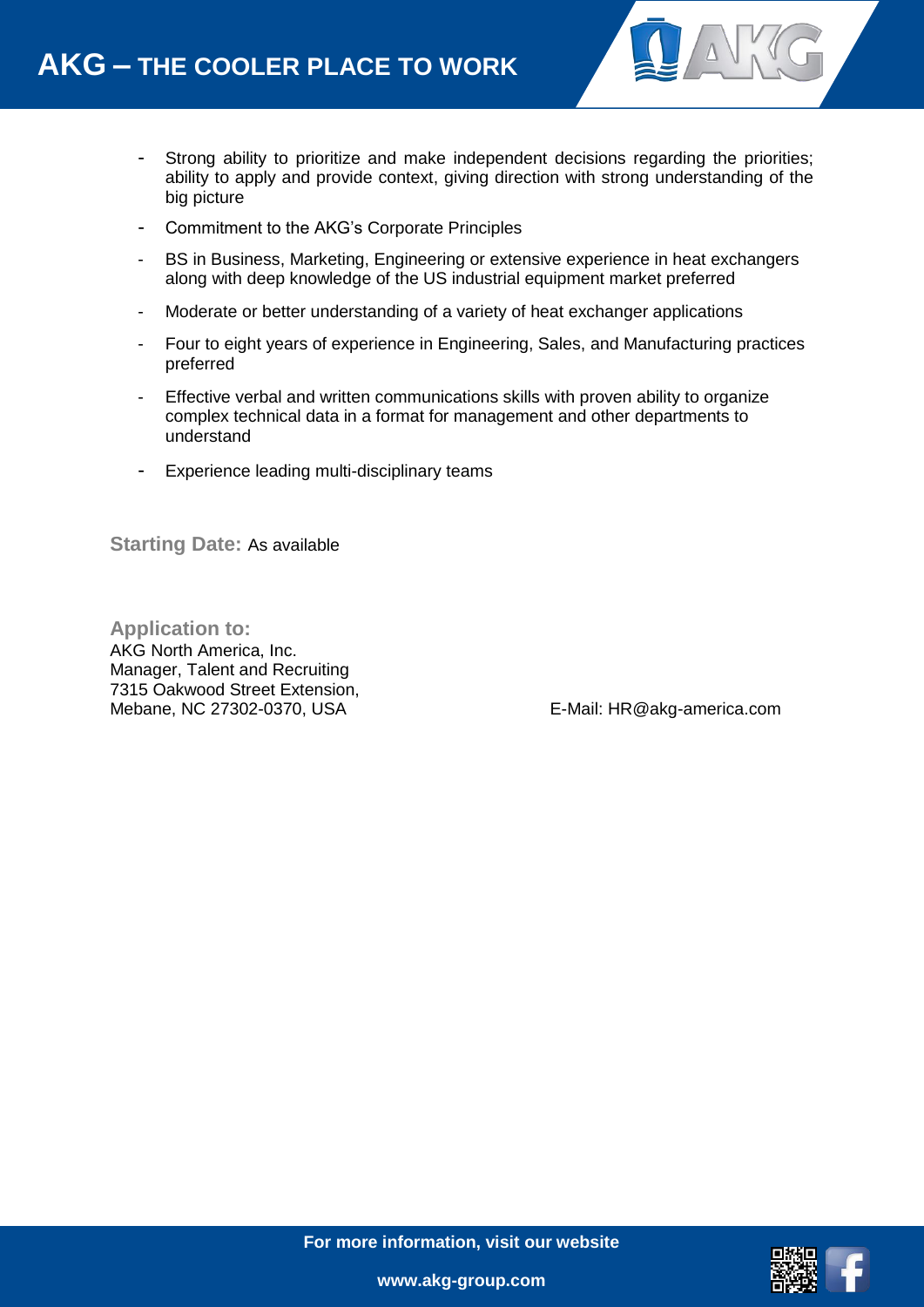- Strong ability to prioritize and make independent decisions regarding the priorities; ability to apply and provide context, giving direction with strong understanding of the big picture
- Commitment to the AKG's Corporate Principles
- BS in Business, Marketing, Engineering or extensive experience in heat exchangers along with deep knowledge of the US industrial equipment market preferred
- Moderate or better understanding of a variety of heat exchanger applications
- Four to eight years of experience in Engineering, Sales, and Manufacturing practices preferred
- Effective verbal and written communications skills with proven ability to organize complex technical data in a format for management and other departments to understand
- Experience leading multi-disciplinary teams

**Starting Date:** As available

**Application to:**

AKG North America, Inc.
Manager, Talent and Recruiting
7315 Oakwood Street Extension,
Mebane, NC 27302-0370, USA

E-Mail: HR@akg-america.com